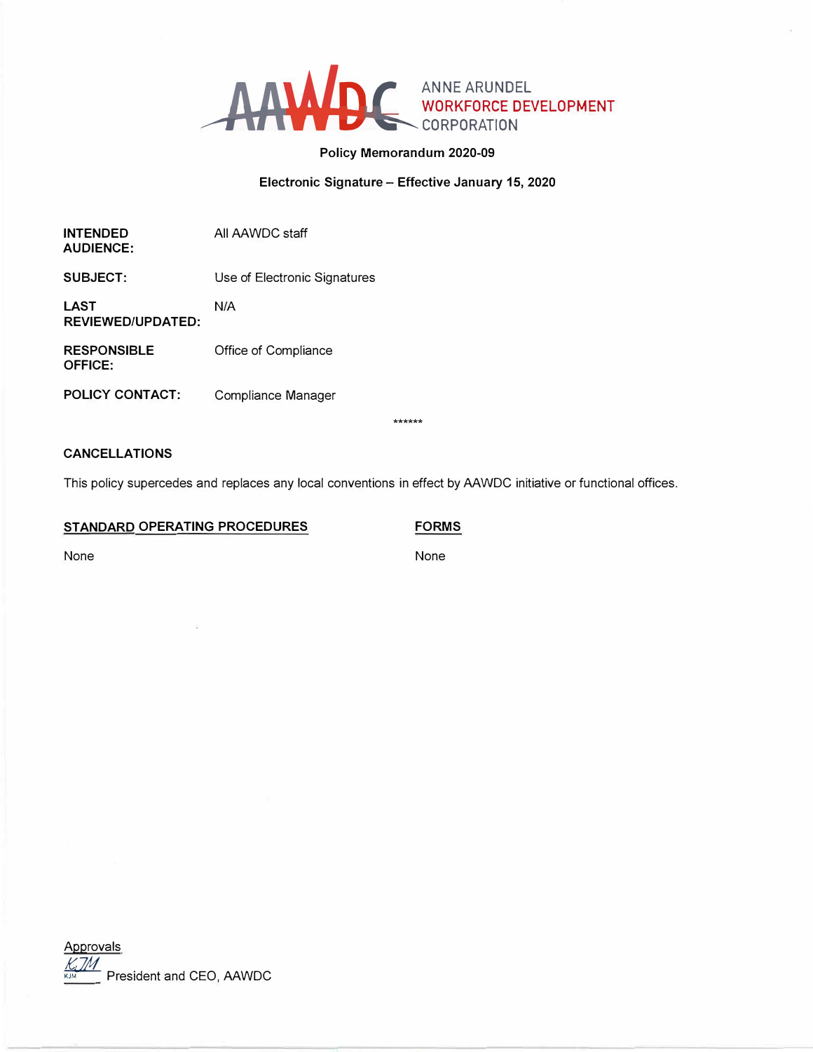ANNE ARUNDEL
WORKFORCE DEVELOPMENT
CORPORATION

**Policy Memorandum 2020-09**

**Electronic Signature – Effective January 15, 2020**

| | |
|---|---|
| **INTENDED AUDIENCE:** | All AAWDC staff |
| **SUBJECT:** | Use of Electronic Signatures |
| **LAST REVIEWED/UPDATED:** | N/A |
| **RESPONSIBLE OFFICE:** | Office of Compliance |
| **POLICY CONTACT:** | Compliance Manager |

******

**CANCELLATIONS**

This policy supercedes and replaces any local conventions in effect by AAWDC initiative or functional offices.

| **STANDARD OPERATING PROCEDURES** | **FORMS** |
|---|---|
| None | None |

Approvals

KJM President and CEO, AAWDC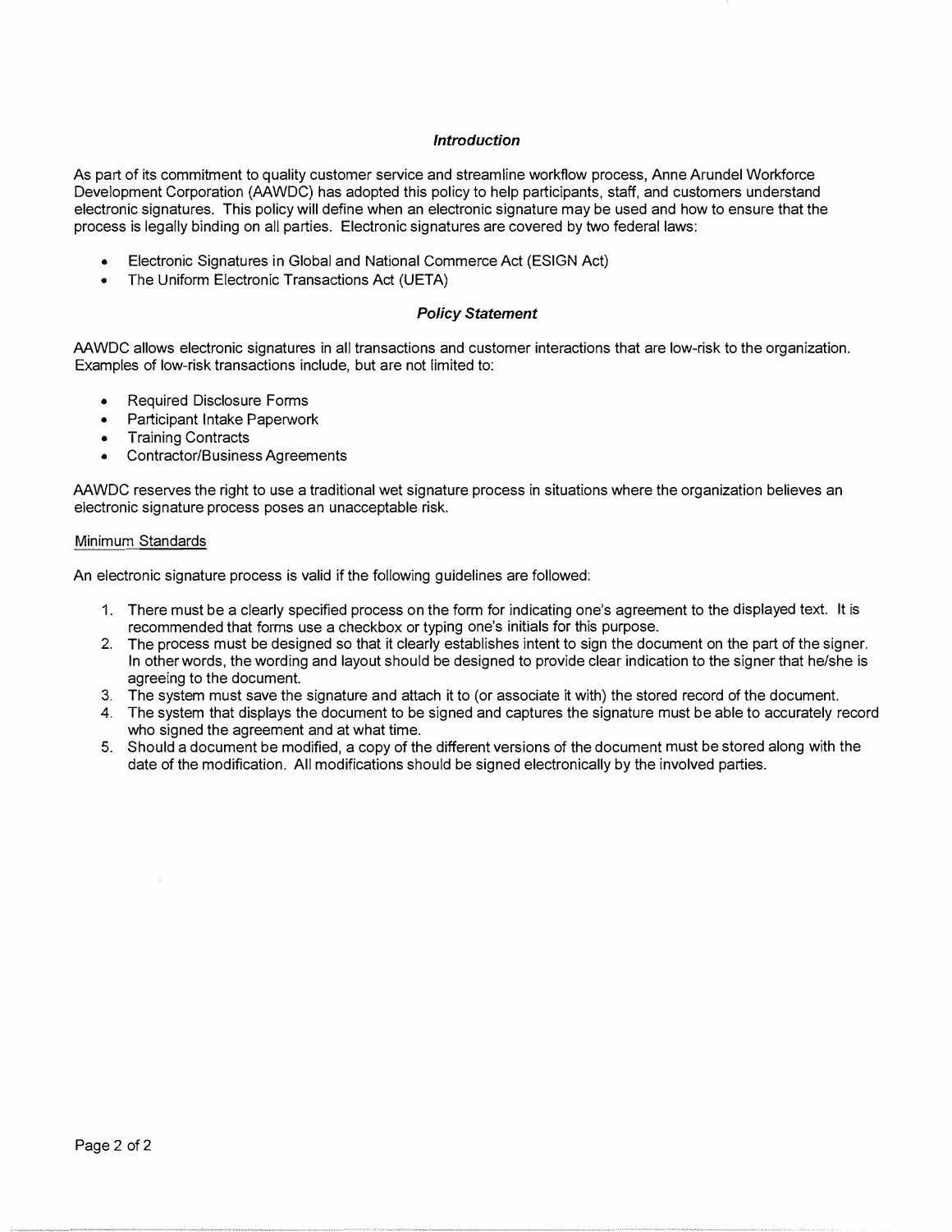## *Introduction*

As part of its commitment to quality customer service and streamline workflow process, Anne Arundel Workforce Development Corporation (AAWDC) has adopted this policy to help participants, staff, and customers understand electronic signatures. This policy will define when an electronic signature may be used and how to ensure that the process is legally binding on all parties. Electronic signatures are covered by two federal laws:

- Electronic Signatures in Global and National Commerce Act (ESIGN Act)
- The Uniform Electronic Transactions Act (UETA)

## *Policy Statement*

AAWDC allows electronic signatures in all transactions and customer interactions that are low-risk to the organization. Examples of low-risk transactions include, but are not limited to:

- Required Disclosure Forms
- Participant Intake Paperwork
- Training Contracts
- Contractor/Business Agreements

AAWDC reserves the right to use a traditional wet signature process in situations where the organization believes an electronic signature process poses an unacceptable risk.

### Minimum Standards

An electronic signature process is valid if the following guidelines are followed:

1. There must be a clearly specified process on the form for indicating one's agreement to the displayed text. It is recommended that forms use a checkbox or typing one's initials for this purpose.
2. The process must be designed so that it clearly establishes intent to sign the document on the part of the signer. In other words, the wording and layout should be designed to provide clear indication to the signer that he/she is agreeing to the document.
3. The system must save the signature and attach it to (or associate it with) the stored record of the document.
4. The system that displays the document to be signed and captures the signature must be able to accurately record who signed the agreement and at what time.
5. Should a document be modified, a copy of the different versions of the document must be stored along with the date of the modification. All modifications should be signed electronically by the involved parties.